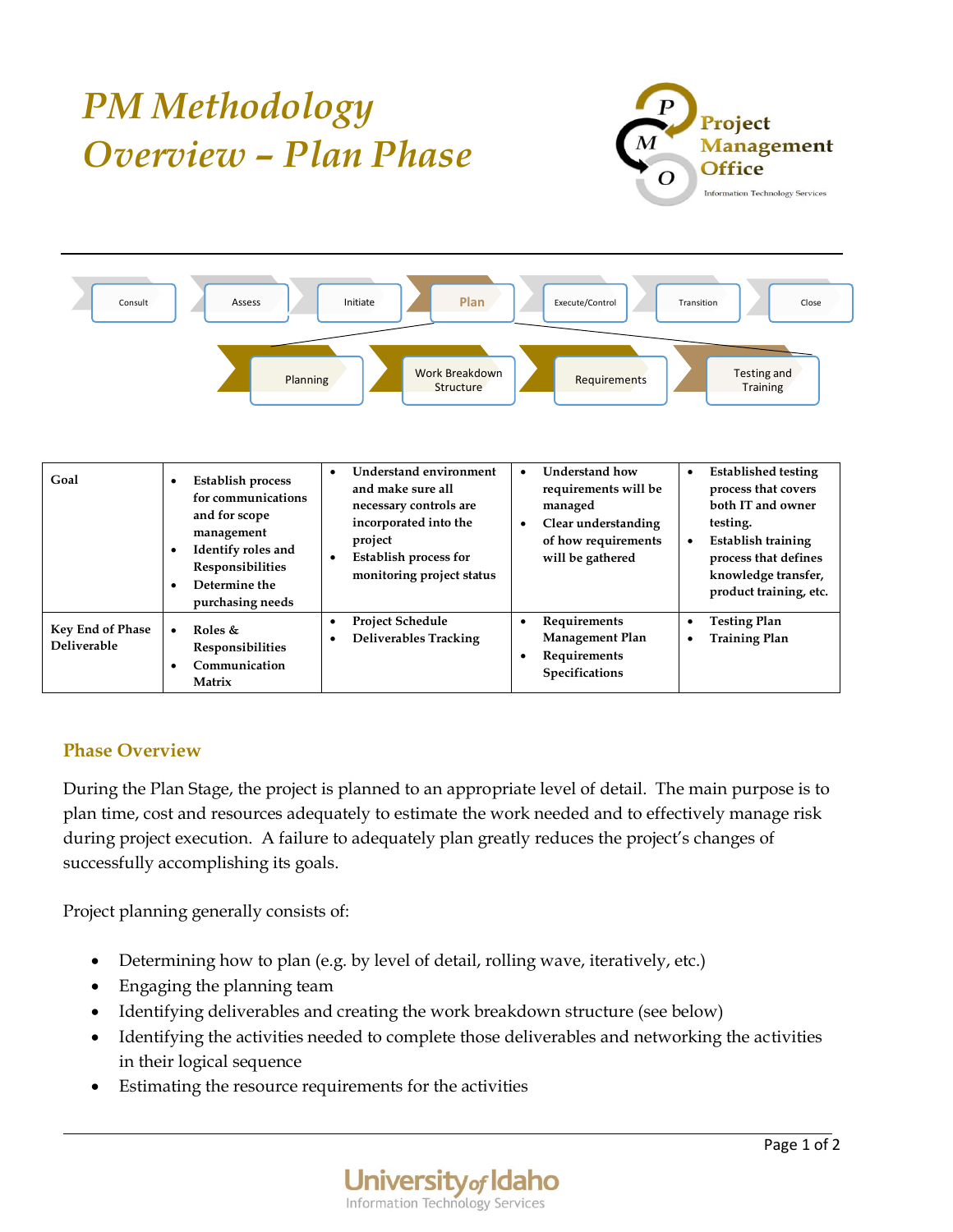# PM Methodology Overview – Plan Phase

Project Management Office
Information Technology Services

Consult → Assess → Initiate → **Plan** → Execute/Control → Transition → Close

Planning → Work Breakdown Structure → Requirements → Testing and Training

| | | | | |
|---|---|---|---|---|
| **Goal** | • **Establish process for communications and for scope management**<br>• **Identify roles and Responsibilities**<br>• **Determine the purchasing needs** | • **Understand environment and make sure all necessary controls are incorporated into the project**<br>• **Establish process for monitoring project status** | • **Understand how requirements will be managed**<br>• **Clear understanding of how requirements will be gathered** | • **Established testing process that covers both IT and owner testing.**<br>• **Establish training process that defines knowledge transfer, product training, etc.** |
| **Key End of Phase Deliverable** | • **Roles & Responsibilities**<br>• **Communication Matrix** | • **Project Schedule**<br>• **Deliverables Tracking** | • **Requirements Management Plan**<br>• **Requirements Specifications** | • **Testing Plan**<br>• **Training Plan** |

## Phase Overview

During the Plan Stage, the project is planned to an appropriate level of detail. The main purpose is to plan time, cost and resources adequately to estimate the work needed and to effectively manage risk during project execution. A failure to adequately plan greatly reduces the project's changes of successfully accomplishing its goals.

Project planning generally consists of:

- Determining how to plan (e.g. by level of detail, rolling wave, iteratively, etc.)
- Engaging the planning team
- Identifying deliverables and creating the work breakdown structure (see below)
- Identifying the activities needed to complete those deliverables and networking the activities in their logical sequence
- Estimating the resource requirements for the activities

University of Idaho
Information Technology Services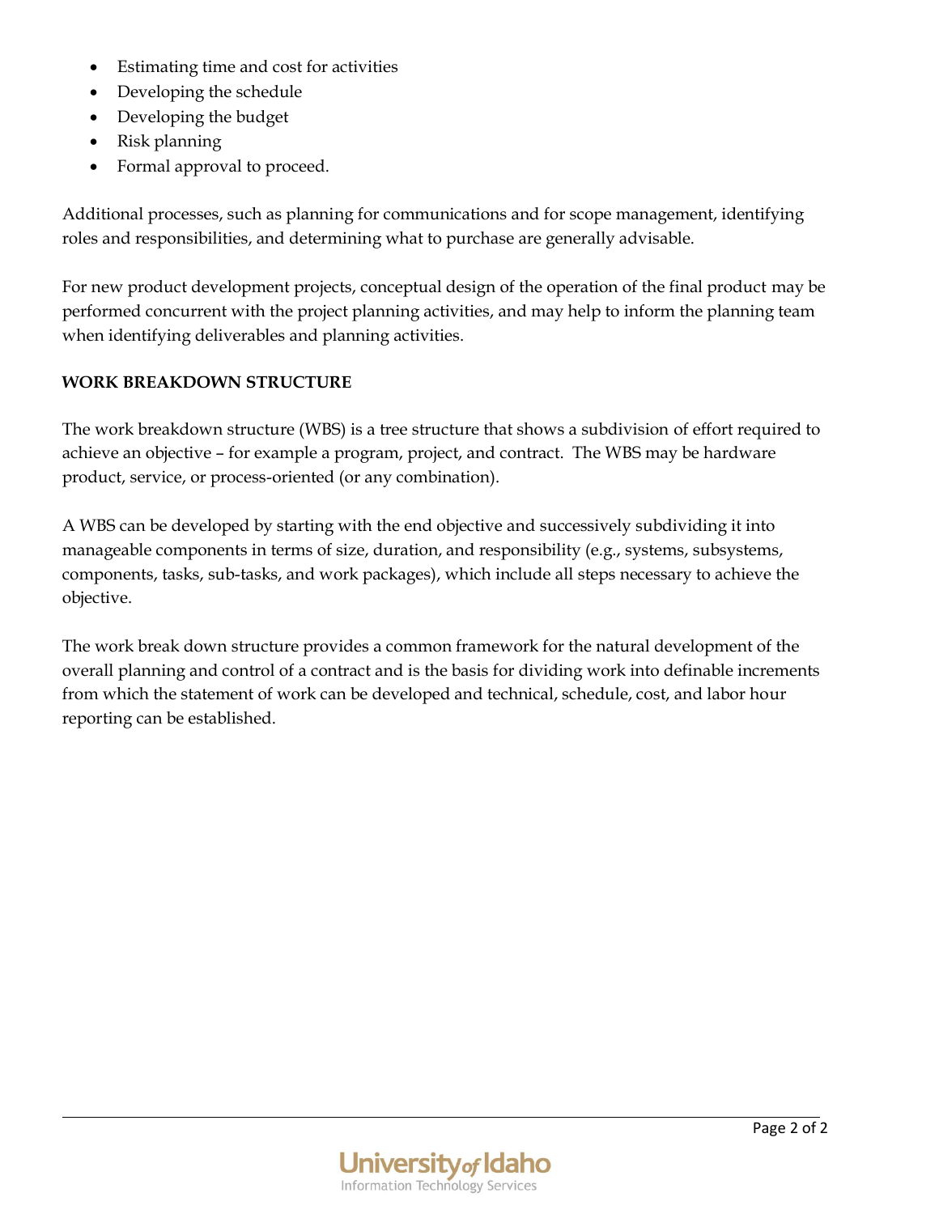- Estimating time and cost for activities
- Developing the schedule
- Developing the budget
- Risk planning
- Formal approval to proceed.

Additional processes, such as planning for communications and for scope management, identifying roles and responsibilities, and determining what to purchase are generally advisable.

For new product development projects, conceptual design of the operation of the final product may be performed concurrent with the project planning activities, and may help to inform the planning team when identifying deliverables and planning activities.

**WORK BREAKDOWN STRUCTURE**

The work breakdown structure (WBS) is a tree structure that shows a subdivision of effort required to achieve an objective – for example a program, project, and contract. The WBS may be hardware product, service, or process-oriented (or any combination).

A WBS can be developed by starting with the end objective and successively subdividing it into manageable components in terms of size, duration, and responsibility (e.g., systems, subsystems, components, tasks, sub-tasks, and work packages), which include all steps necessary to achieve the objective.

The work break down structure provides a common framework for the natural development of the overall planning and control of a contract and is the basis for dividing work into definable increments from which the statement of work can be developed and technical, schedule, cost, and labor hour reporting can be established.